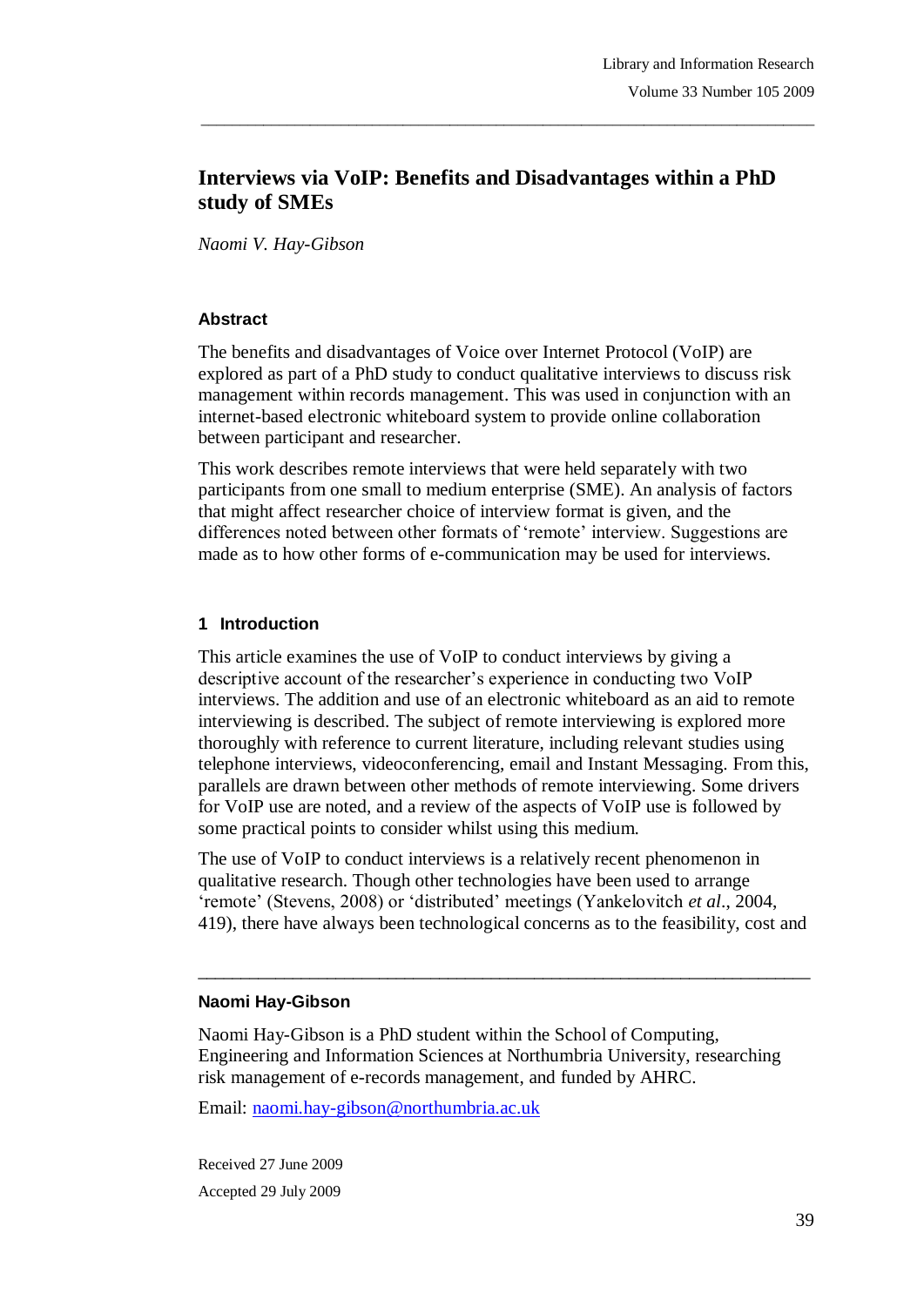# Interviews via VoIP: Benefits and Disadvantages within a PhD study of SMEs

*Naomi V. Hay-Gibson*

## Abstract

The benefits and disadvantages of Voice over Internet Protocol (VoIP) are explored as part of a PhD study to conduct qualitative interviews to discuss risk management within records management. This was used in conjunction with an internet-based electronic whiteboard system to provide online collaboration between participant and researcher.

This work describes remote interviews that were held separately with two participants from one small to medium enterprise (SME). An analysis of factors that might affect researcher choice of interview format is given, and the differences noted between other formats of 'remote' interview. Suggestions are made as to how other forms of e-communication may be used for interviews.

## 1 Introduction

This article examines the use of VoIP to conduct interviews by giving a descriptive account of the researcher's experience in conducting two VoIP interviews. The addition and use of an electronic whiteboard as an aid to remote interviewing is described. The subject of remote interviewing is explored more thoroughly with reference to current literature, including relevant studies using telephone interviews, videoconferencing, email and Instant Messaging. From this, parallels are drawn between other methods of remote interviewing. Some drivers for VoIP use are noted, and a review of the aspects of VoIP use is followed by some practical points to consider whilst using this medium.

The use of VoIP to conduct interviews is a relatively recent phenomenon in qualitative research. Though other technologies have been used to arrange 'remote' (Stevens, 2008) or 'distributed' meetings (Yankelovitch *et al.*, 2004, 419), there have always been technological concerns as to the feasibility, cost and

---

**Naomi Hay-Gibson**

Naomi Hay-Gibson is a PhD student within the School of Computing, Engineering and Information Sciences at Northumbria University, researching risk management of e-records management, and funded by AHRC.

Email: [naomi.hay-gibson@northumbria.ac.uk](mailto:naomi.hay-gibson@northumbria.ac.uk)

Received 27 June 2009

Accepted 29 July 2009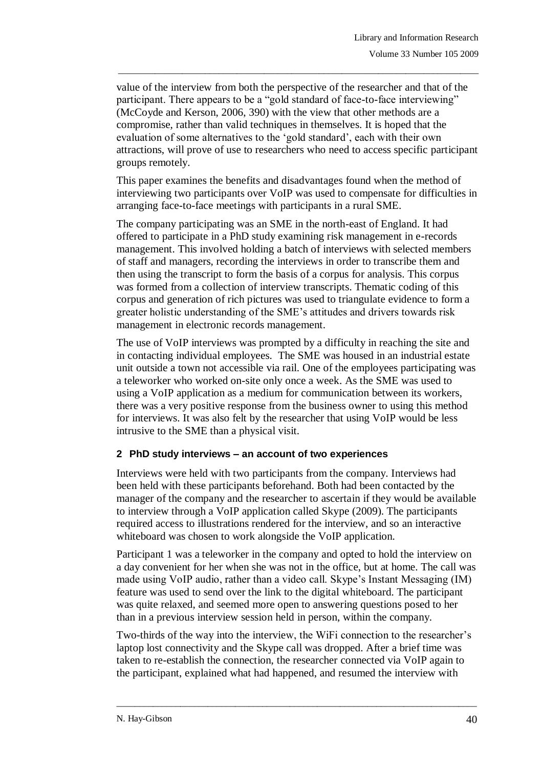value of the interview from both the perspective of the researcher and that of the participant. There appears to be a "gold standard of face-to-face interviewing" (McCoyde and Kerson, 2006, 390) with the view that other methods are a compromise, rather than valid techniques in themselves. It is hoped that the evaluation of some alternatives to the 'gold standard', each with their own attractions, will prove of use to researchers who need to access specific participant groups remotely.

This paper examines the benefits and disadvantages found when the method of interviewing two participants over VoIP was used to compensate for difficulties in arranging face-to-face meetings with participants in a rural SME.

The company participating was an SME in the north-east of England. It had offered to participate in a PhD study examining risk management in e-records management. This involved holding a batch of interviews with selected members of staff and managers, recording the interviews in order to transcribe them and then using the transcript to form the basis of a corpus for analysis. This corpus was formed from a collection of interview transcripts. Thematic coding of this corpus and generation of rich pictures was used to triangulate evidence to form a greater holistic understanding of the SME's attitudes and drivers towards risk management in electronic records management.

The use of VoIP interviews was prompted by a difficulty in reaching the site and in contacting individual employees. The SME was housed in an industrial estate unit outside a town not accessible via rail. One of the employees participating was a teleworker who worked on-site only once a week. As the SME was used to using a VoIP application as a medium for communication between its workers, there was a very positive response from the business owner to using this method for interviews. It was also felt by the researcher that using VoIP would be less intrusive to the SME than a physical visit.

## 2 PhD study interviews – an account of two experiences

Interviews were held with two participants from the company. Interviews had been held with these participants beforehand. Both had been contacted by the manager of the company and the researcher to ascertain if they would be available to interview through a VoIP application called Skype (2009). The participants required access to illustrations rendered for the interview, and so an interactive whiteboard was chosen to work alongside the VoIP application.

Participant 1 was a teleworker in the company and opted to hold the interview on a day convenient for her when she was not in the office, but at home. The call was made using VoIP audio, rather than a video call. Skype's Instant Messaging (IM) feature was used to send over the link to the digital whiteboard. The participant was quite relaxed, and seemed more open to answering questions posed to her than in a previous interview session held in person, within the company.

Two-thirds of the way into the interview, the WiFi connection to the researcher's laptop lost connectivity and the Skype call was dropped. After a brief time was taken to re-establish the connection, the researcher connected via VoIP again to the participant, explained what had happened, and resumed the interview with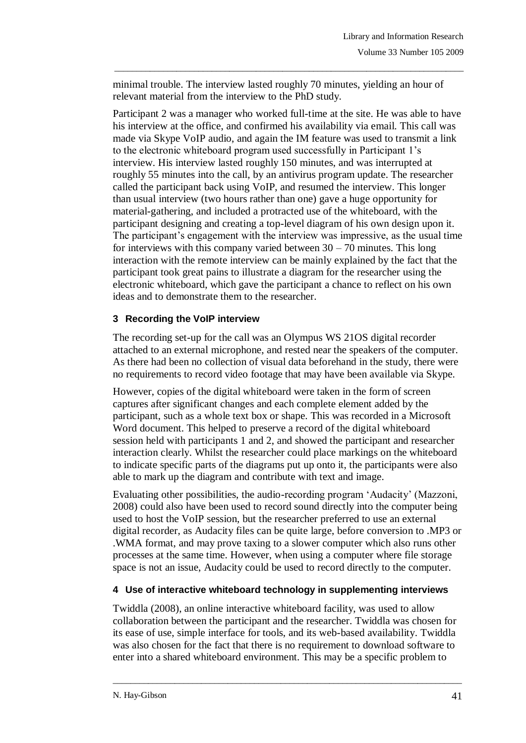minimal trouble. The interview lasted roughly 70 minutes, yielding an hour of relevant material from the interview to the PhD study.

Participant 2 was a manager who worked full-time at the site. He was able to have his interview at the office, and confirmed his availability via email. This call was made via Skype VoIP audio, and again the IM feature was used to transmit a link to the electronic whiteboard program used successfully in Participant 1's interview. His interview lasted roughly 150 minutes, and was interrupted at roughly 55 minutes into the call, by an antivirus program update. The researcher called the participant back using VoIP, and resumed the interview. This longer than usual interview (two hours rather than one) gave a huge opportunity for material-gathering, and included a protracted use of the whiteboard, with the participant designing and creating a top-level diagram of his own design upon it. The participant's engagement with the interview was impressive, as the usual time for interviews with this company varied between 30 – 70 minutes. This long interaction with the remote interview can be mainly explained by the fact that the participant took great pains to illustrate a diagram for the researcher using the electronic whiteboard, which gave the participant a chance to reflect on his own ideas and to demonstrate them to the researcher.

## 3 Recording the VoIP interview

The recording set-up for the call was an Olympus WS 21OS digital recorder attached to an external microphone, and rested near the speakers of the computer. As there had been no collection of visual data beforehand in the study, there were no requirements to record video footage that may have been available via Skype.

However, copies of the digital whiteboard were taken in the form of screen captures after significant changes and each complete element added by the participant, such as a whole text box or shape. This was recorded in a Microsoft Word document. This helped to preserve a record of the digital whiteboard session held with participants 1 and 2, and showed the participant and researcher interaction clearly. Whilst the researcher could place markings on the whiteboard to indicate specific parts of the diagrams put up onto it, the participants were also able to mark up the diagram and contribute with text and image.

Evaluating other possibilities, the audio-recording program 'Audacity' (Mazzoni, 2008) could also have been used to record sound directly into the computer being used to host the VoIP session, but the researcher preferred to use an external digital recorder, as Audacity files can be quite large, before conversion to .MP3 or .WMA format, and may prove taxing to a slower computer which also runs other processes at the same time. However, when using a computer where file storage space is not an issue, Audacity could be used to record directly to the computer.

## 4 Use of interactive whiteboard technology in supplementing interviews

Twiddla (2008), an online interactive whiteboard facility, was used to allow collaboration between the participant and the researcher. Twiddla was chosen for its ease of use, simple interface for tools, and its web-based availability. Twiddla was also chosen for the fact that there is no requirement to download software to enter into a shared whiteboard environment. This may be a specific problem to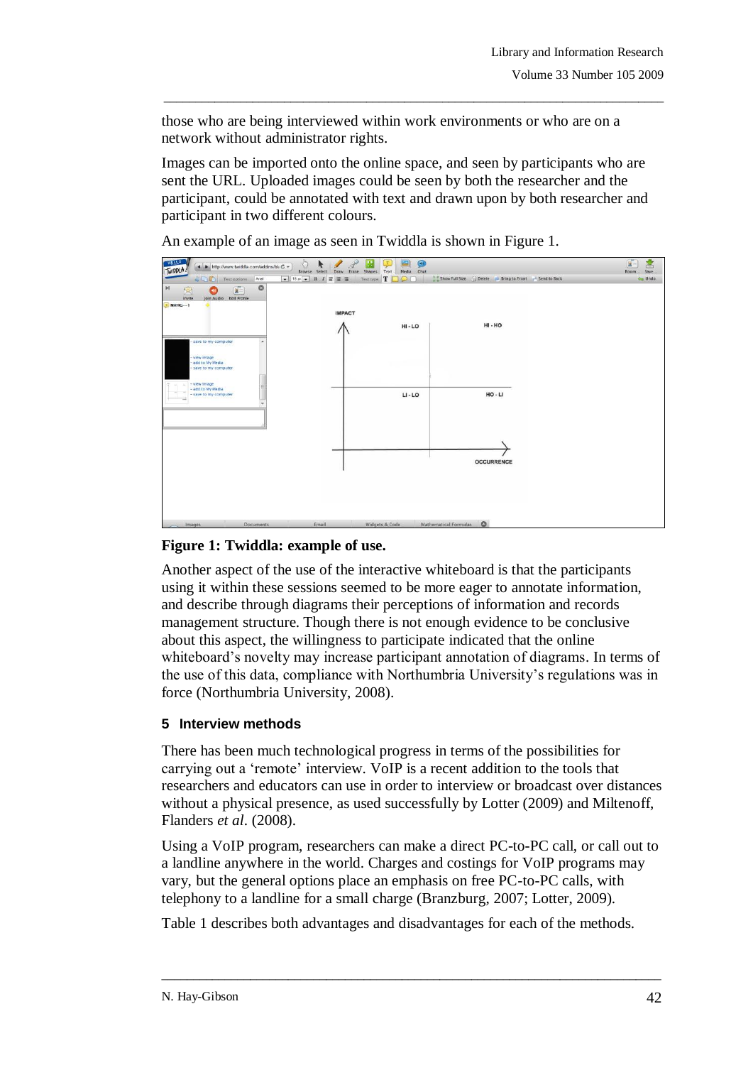those who are being interviewed within work environments or who are on a network without administrator rights.

Images can be imported onto the online space, and seen by participants who are sent the URL. Uploaded images could be seen by both the researcher and the participant, could be annotated with text and drawn upon by both researcher and participant in two different colours.

An example of an image as seen in Twiddla is shown in Figure 1.

**Figure 1: Twiddla: example of use.**

Another aspect of the use of the interactive whiteboard is that the participants using it within these sessions seemed to be more eager to annotate information, and describe through diagrams their perceptions of information and records management structure. Though there is not enough evidence to be conclusive about this aspect, the willingness to participate indicated that the online whiteboard's novelty may increase participant annotation of diagrams. In terms of the use of this data, compliance with Northumbria University's regulations was in force (Northumbria University, 2008).

### 5 Interview methods

There has been much technological progress in terms of the possibilities for carrying out a 'remote' interview. VoIP is a recent addition to the tools that researchers and educators can use in order to interview or broadcast over distances without a physical presence, as used successfully by Lotter (2009) and Miltenoff, Flanders *et al*. (2008).

Using a VoIP program, researchers can make a direct PC-to-PC call, or call out to a landline anywhere in the world. Charges and costings for VoIP programs may vary, but the general options place an emphasis on free PC-to-PC calls, with telephony to a landline for a small charge (Branzburg, 2007; Lotter, 2009).

Table 1 describes both advantages and disadvantages for each of the methods.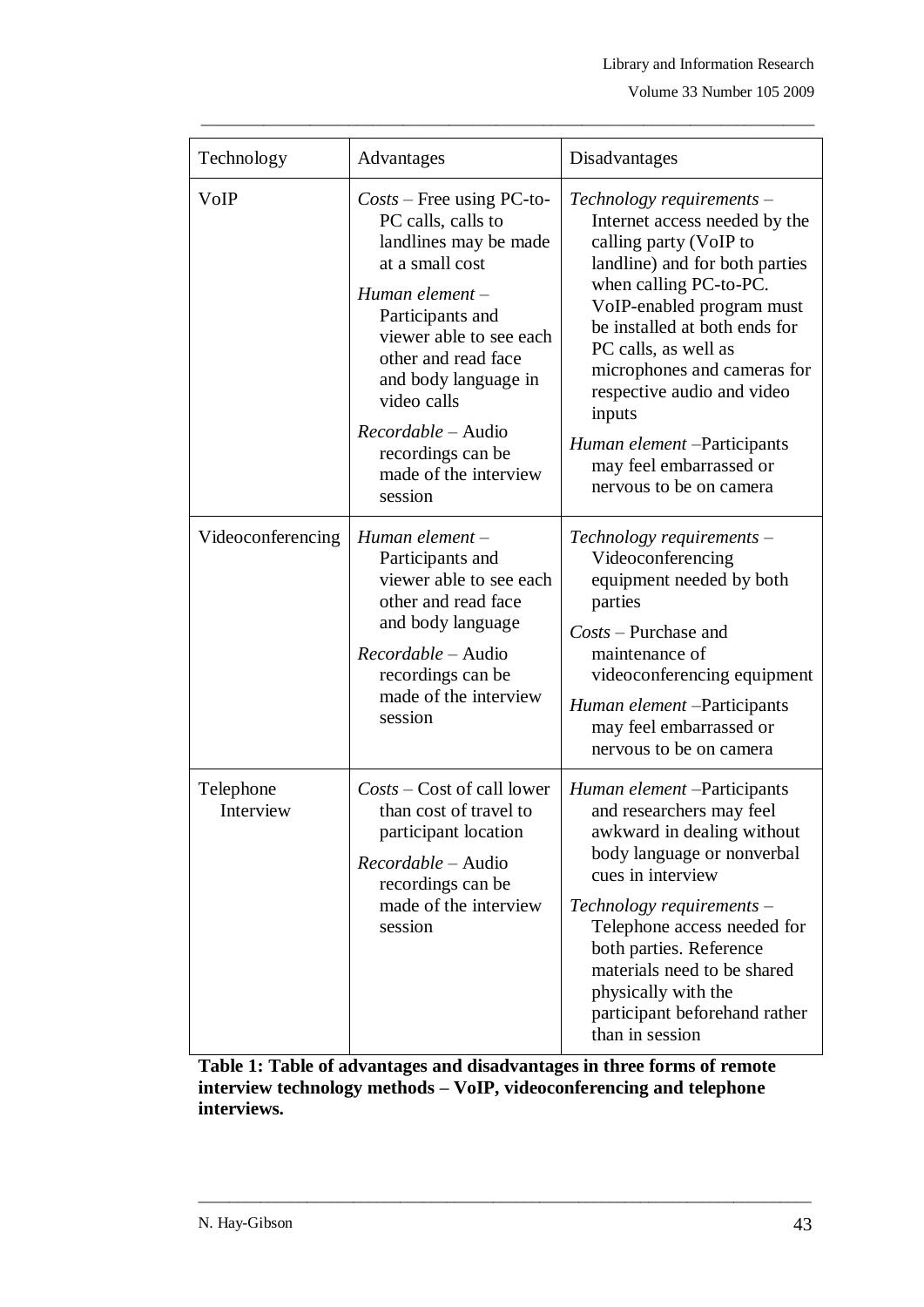| Technology | Advantages | Disadvantages |
| --- | --- | --- |
| VoIP | *Costs* – Free using PC-to-PC calls, calls to landlines may be made at a small cost<br><br>*Human element* – Participants and viewer able to see each other and read face and body language in video calls<br><br>*Recordable* – Audio recordings can be made of the interview session | *Technology requirements* – Internet access needed by the calling party (VoIP to landline) and for both parties when calling PC-to-PC. VoIP-enabled program must be installed at both ends for PC calls, as well as microphones and cameras for respective audio and video inputs<br><br>*Human element* –Participants may feel embarrassed or nervous to be on camera |
| Videoconferencing | *Human element* – Participants and viewer able to see each other and read face and body language<br><br>*Recordable* – Audio recordings can be made of the interview session | *Technology requirements* – Videoconferencing equipment needed by both parties<br><br>*Costs* – Purchase and maintenance of videoconferencing equipment<br><br>*Human element* –Participants may feel embarrassed or nervous to be on camera |
| Telephone Interview | *Costs* – Cost of call lower than cost of travel to participant location<br><br>*Recordable* – Audio recordings can be made of the interview session | *Human element* –Participants and researchers may feel awkward in dealing without body language or nonverbal cues in interview<br><br>*Technology requirements* – Telephone access needed for both parties. Reference materials need to be shared physically with the participant beforehand rather than in session |

**Table 1: Table of advantages and disadvantages in three forms of remote interview technology methods – VoIP, videoconferencing and telephone interviews.**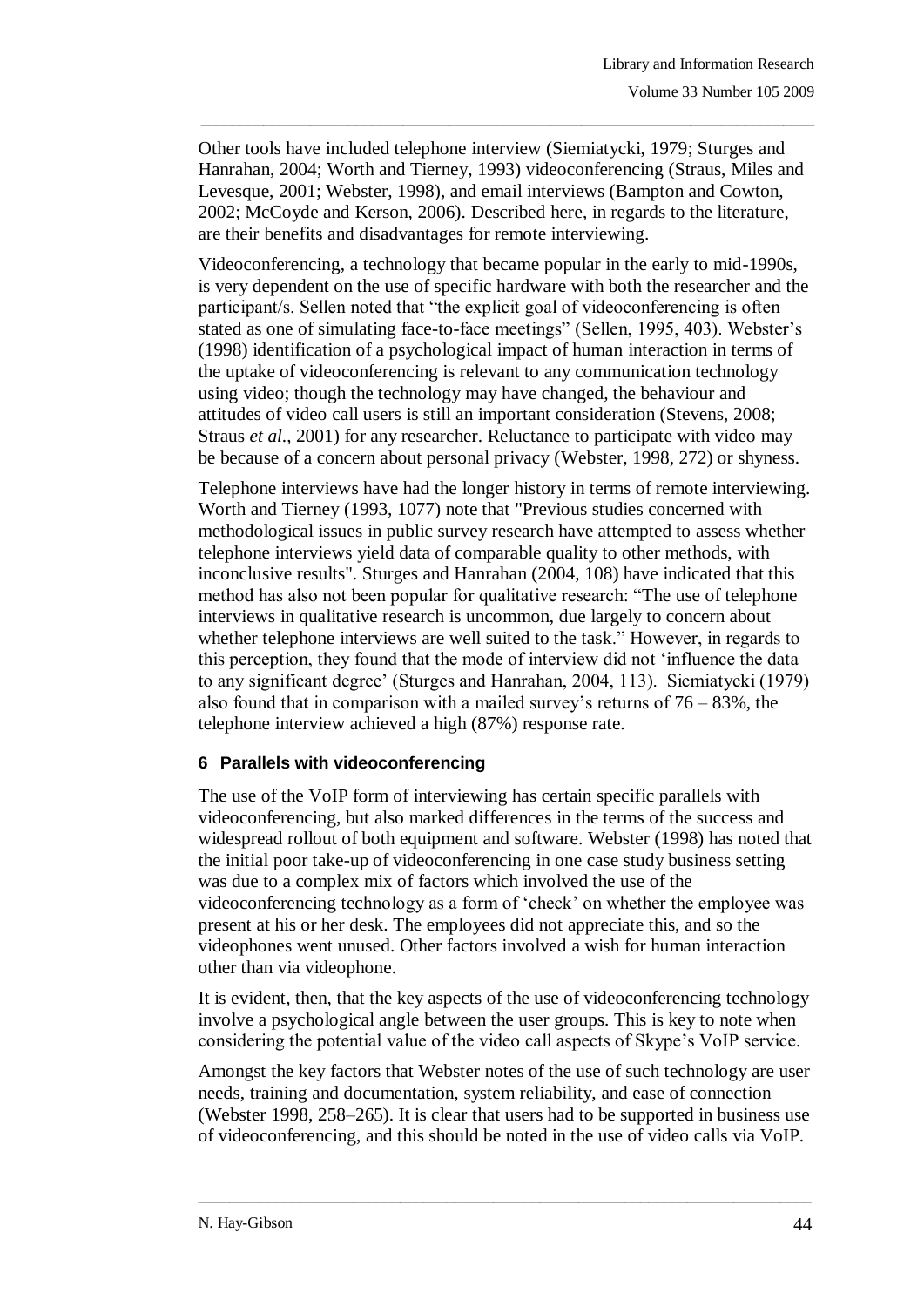Other tools have included telephone interview (Siemiatycki, 1979; Sturges and Hanrahan, 2004; Worth and Tierney, 1993) videoconferencing (Straus, Miles and Levesque, 2001; Webster, 1998), and email interviews (Bampton and Cowton, 2002; McCoyde and Kerson, 2006). Described here, in regards to the literature, are their benefits and disadvantages for remote interviewing.

Videoconferencing, a technology that became popular in the early to mid-1990s, is very dependent on the use of specific hardware with both the researcher and the participant/s. Sellen noted that "the explicit goal of videoconferencing is often stated as one of simulating face-to-face meetings" (Sellen, 1995, 403). Webster's (1998) identification of a psychological impact of human interaction in terms of the uptake of videoconferencing is relevant to any communication technology using video; though the technology may have changed, the behaviour and attitudes of video call users is still an important consideration (Stevens, 2008; Straus *et al*., 2001) for any researcher. Reluctance to participate with video may be because of a concern about personal privacy (Webster, 1998, 272) or shyness.

Telephone interviews have had the longer history in terms of remote interviewing. Worth and Tierney (1993, 1077) note that "Previous studies concerned with methodological issues in public survey research have attempted to assess whether telephone interviews yield data of comparable quality to other methods, with inconclusive results". Sturges and Hanrahan (2004, 108) have indicated that this method has also not been popular for qualitative research: "The use of telephone interviews in qualitative research is uncommon, due largely to concern about whether telephone interviews are well suited to the task." However, in regards to this perception, they found that the mode of interview did not 'influence the data to any significant degree' (Sturges and Hanrahan, 2004, 113). Siemiatycki (1979) also found that in comparison with a mailed survey's returns of 76 – 83%, the telephone interview achieved a high (87%) response rate.

## 6 Parallels with videoconferencing

The use of the VoIP form of interviewing has certain specific parallels with videoconferencing, but also marked differences in the terms of the success and widespread rollout of both equipment and software. Webster (1998) has noted that the initial poor take-up of videoconferencing in one case study business setting was due to a complex mix of factors which involved the use of the videoconferencing technology as a form of 'check' on whether the employee was present at his or her desk. The employees did not appreciate this, and so the videophones went unused. Other factors involved a wish for human interaction other than via videophone.

It is evident, then, that the key aspects of the use of videoconferencing technology involve a psychological angle between the user groups. This is key to note when considering the potential value of the video call aspects of Skype's VoIP service.

Amongst the key factors that Webster notes of the use of such technology are user needs, training and documentation, system reliability, and ease of connection (Webster 1998, 258–265). It is clear that users had to be supported in business use of videoconferencing, and this should be noted in the use of video calls via VoIP.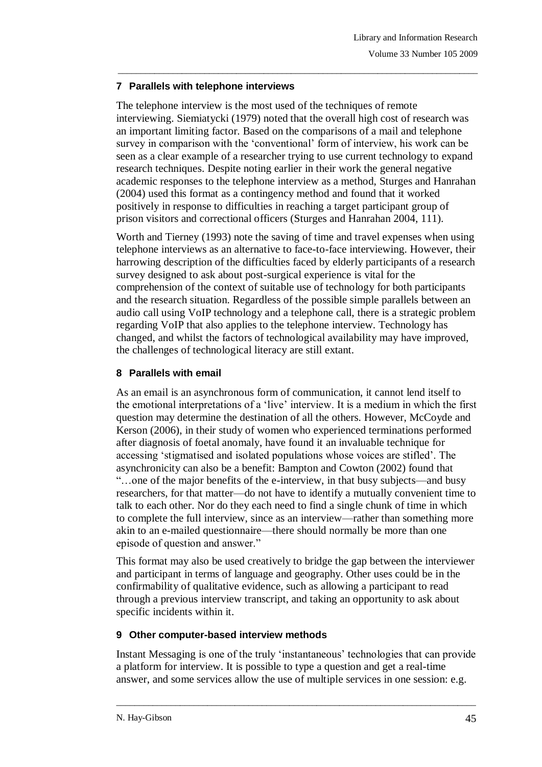## 7 Parallels with telephone interviews

The telephone interview is the most used of the techniques of remote interviewing. Siemiatycki (1979) noted that the overall high cost of research was an important limiting factor. Based on the comparisons of a mail and telephone survey in comparison with the 'conventional' form of interview, his work can be seen as a clear example of a researcher trying to use current technology to expand research techniques. Despite noting earlier in their work the general negative academic responses to the telephone interview as a method, Sturges and Hanrahan (2004) used this format as a contingency method and found that it worked positively in response to difficulties in reaching a target participant group of prison visitors and correctional officers (Sturges and Hanrahan 2004, 111).

Worth and Tierney (1993) note the saving of time and travel expenses when using telephone interviews as an alternative to face-to-face interviewing. However, their harrowing description of the difficulties faced by elderly participants of a research survey designed to ask about post-surgical experience is vital for the comprehension of the context of suitable use of technology for both participants and the research situation. Regardless of the possible simple parallels between an audio call using VoIP technology and a telephone call, there is a strategic problem regarding VoIP that also applies to the telephone interview. Technology has changed, and whilst the factors of technological availability may have improved, the challenges of technological literacy are still extant.

## 8 Parallels with email

As an email is an asynchronous form of communication, it cannot lend itself to the emotional interpretations of a 'live' interview. It is a medium in which the first question may determine the destination of all the others. However, McCoyde and Kerson (2006), in their study of women who experienced terminations performed after diagnosis of foetal anomaly, have found it an invaluable technique for accessing 'stigmatised and isolated populations whose voices are stifled'. The asynchronicity can also be a benefit: Bampton and Cowton (2002) found that "…one of the major benefits of the e-interview, in that busy subjects—and busy researchers, for that matter—do not have to identify a mutually convenient time to talk to each other. Nor do they each need to find a single chunk of time in which to complete the full interview, since as an interview—rather than something more akin to an e-mailed questionnaire—there should normally be more than one episode of question and answer."

This format may also be used creatively to bridge the gap between the interviewer and participant in terms of language and geography. Other uses could be in the confirmability of qualitative evidence, such as allowing a participant to read through a previous interview transcript, and taking an opportunity to ask about specific incidents within it.

## 9 Other computer-based interview methods

Instant Messaging is one of the truly 'instantaneous' technologies that can provide a platform for interview. It is possible to type a question and get a real-time answer, and some services allow the use of multiple services in one session: e.g.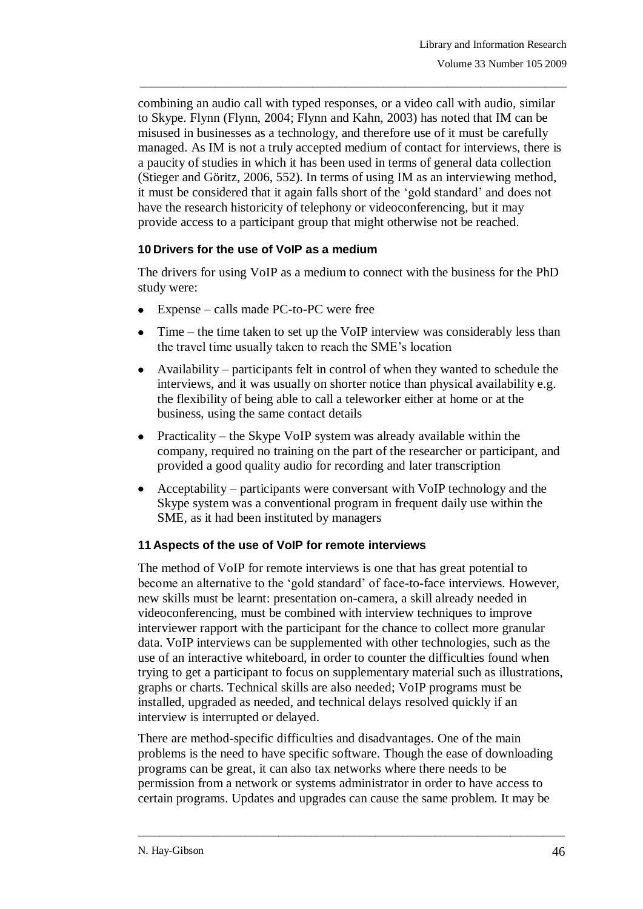combining an audio call with typed responses, or a video call with audio, similar to Skype. Flynn (Flynn, 2004; Flynn and Kahn, 2003) has noted that IM can be misused in businesses as a technology, and therefore use of it must be carefully managed. As IM is not a truly accepted medium of contact for interviews, there is a paucity of studies in which it has been used in terms of general data collection (Stieger and Göritz, 2006, 552). In terms of using IM as an interviewing method, it must be considered that it again falls short of the 'gold standard' and does not have the research historicity of telephony or videoconferencing, but it may provide access to a participant group that might otherwise not be reached.

### 10 Drivers for the use of VoIP as a medium

The drivers for using VoIP as a medium to connect with the business for the PhD study were:

- Expense – calls made PC-to-PC were free
- Time – the time taken to set up the VoIP interview was considerably less than the travel time usually taken to reach the SME's location
- Availability – participants felt in control of when they wanted to schedule the interviews, and it was usually on shorter notice than physical availability e.g. the flexibility of being able to call a teleworker either at home or at the business, using the same contact details
- Practicality – the Skype VoIP system was already available within the company, required no training on the part of the researcher or participant, and provided a good quality audio for recording and later transcription
- Acceptability – participants were conversant with VoIP technology and the Skype system was a conventional program in frequent daily use within the SME, as it had been instituted by managers

### 11 Aspects of the use of VoIP for remote interviews

The method of VoIP for remote interviews is one that has great potential to become an alternative to the 'gold standard' of face-to-face interviews. However, new skills must be learnt: presentation on-camera, a skill already needed in videoconferencing, must be combined with interview techniques to improve interviewer rapport with the participant for the chance to collect more granular data. VoIP interviews can be supplemented with other technologies, such as the use of an interactive whiteboard, in order to counter the difficulties found when trying to get a participant to focus on supplementary material such as illustrations, graphs or charts. Technical skills are also needed; VoIP programs must be installed, upgraded as needed, and technical delays resolved quickly if an interview is interrupted or delayed.

There are method-specific difficulties and disadvantages. One of the main problems is the need to have specific software. Though the ease of downloading programs can be great, it can also tax networks where there needs to be permission from a network or systems administrator in order to have access to certain programs. Updates and upgrades can cause the same problem. It may be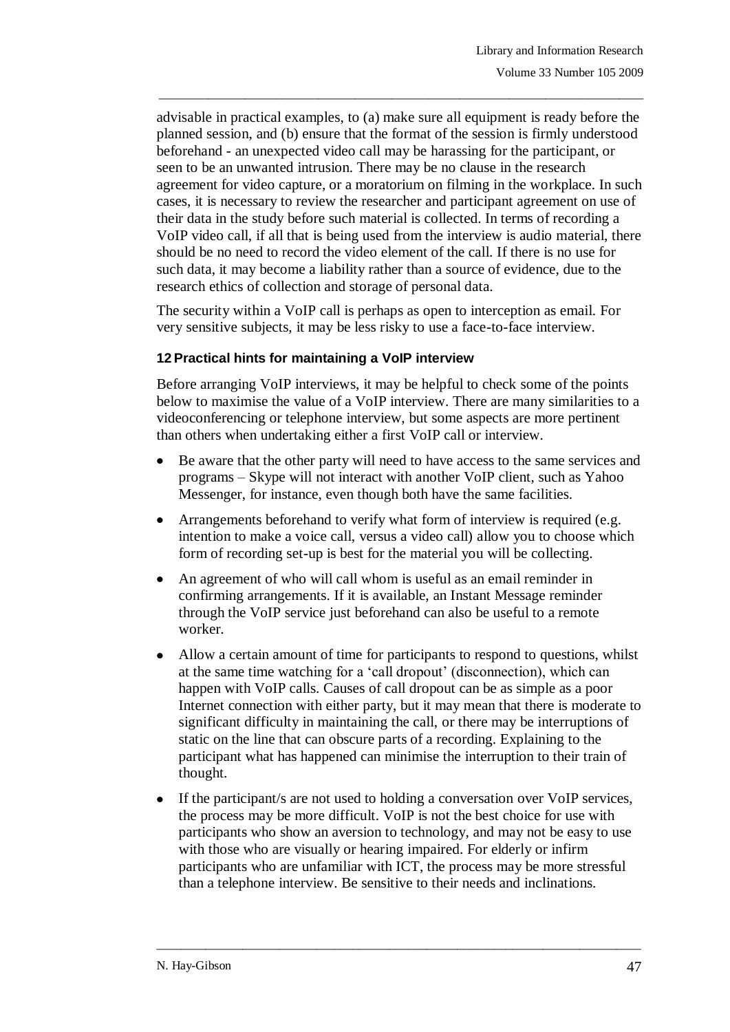advisable in practical examples, to (a) make sure all equipment is ready before the planned session, and (b) ensure that the format of the session is firmly understood beforehand - an unexpected video call may be harassing for the participant, or seen to be an unwanted intrusion. There may be no clause in the research agreement for video capture, or a moratorium on filming in the workplace. In such cases, it is necessary to review the researcher and participant agreement on use of their data in the study before such material is collected. In terms of recording a VoIP video call, if all that is being used from the interview is audio material, there should be no need to record the video element of the call. If there is no use for such data, it may become a liability rather than a source of evidence, due to the research ethics of collection and storage of personal data.

The security within a VoIP call is perhaps as open to interception as email. For very sensitive subjects, it may be less risky to use a face-to-face interview.

### 12 Practical hints for maintaining a VoIP interview

Before arranging VoIP interviews, it may be helpful to check some of the points below to maximise the value of a VoIP interview. There are many similarities to a videoconferencing or telephone interview, but some aspects are more pertinent than others when undertaking either a first VoIP call or interview.

- Be aware that the other party will need to have access to the same services and programs – Skype will not interact with another VoIP client, such as Yahoo Messenger, for instance, even though both have the same facilities.
- Arrangements beforehand to verify what form of interview is required (e.g. intention to make a voice call, versus a video call) allow you to choose which form of recording set-up is best for the material you will be collecting.
- An agreement of who will call whom is useful as an email reminder in confirming arrangements. If it is available, an Instant Message reminder through the VoIP service just beforehand can also be useful to a remote worker.
- Allow a certain amount of time for participants to respond to questions, whilst at the same time watching for a 'call dropout' (disconnection), which can happen with VoIP calls. Causes of call dropout can be as simple as a poor Internet connection with either party, but it may mean that there is moderate to significant difficulty in maintaining the call, or there may be interruptions of static on the line that can obscure parts of a recording. Explaining to the participant what has happened can minimise the interruption to their train of thought.
- If the participant/s are not used to holding a conversation over VoIP services, the process may be more difficult. VoIP is not the best choice for use with participants who show an aversion to technology, and may not be easy to use with those who are visually or hearing impaired. For elderly or infirm participants who are unfamiliar with ICT, the process may be more stressful than a telephone interview. Be sensitive to their needs and inclinations.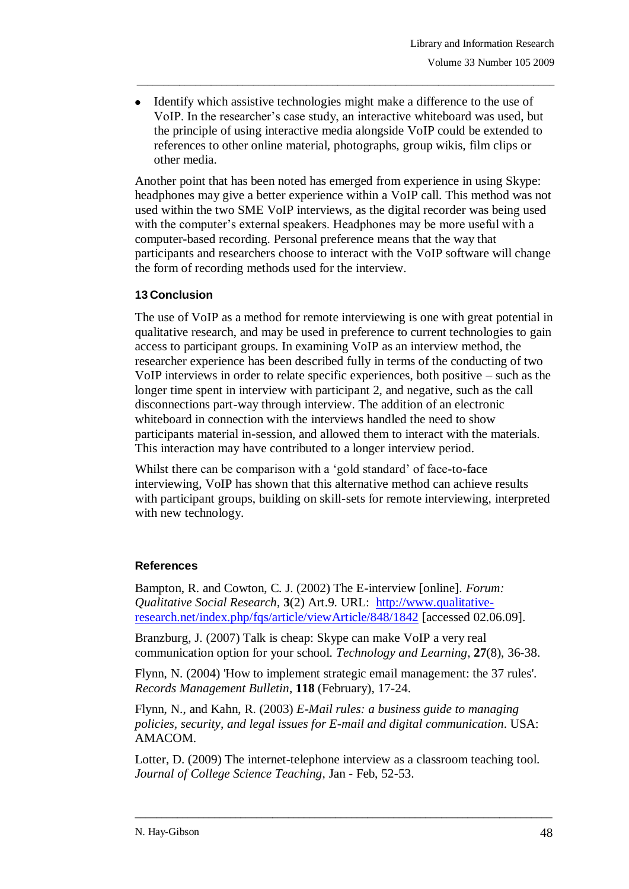- Identify which assistive technologies might make a difference to the use of VoIP. In the researcher's case study, an interactive whiteboard was used, but the principle of using interactive media alongside VoIP could be extended to references to other online material, photographs, group wikis, film clips or other media.

Another point that has been noted has emerged from experience in using Skype: headphones may give a better experience within a VoIP call. This method was not used within the two SME VoIP interviews, as the digital recorder was being used with the computer's external speakers. Headphones may be more useful with a computer-based recording. Personal preference means that the way that participants and researchers choose to interact with the VoIP software will change the form of recording methods used for the interview.

## 13 Conclusion

The use of VoIP as a method for remote interviewing is one with great potential in qualitative research, and may be used in preference to current technologies to gain access to participant groups. In examining VoIP as an interview method, the researcher experience has been described fully in terms of the conducting of two VoIP interviews in order to relate specific experiences, both positive – such as the longer time spent in interview with participant 2, and negative, such as the call disconnections part-way through interview. The addition of an electronic whiteboard in connection with the interviews handled the need to show participants material in-session, and allowed them to interact with the materials. This interaction may have contributed to a longer interview period.

Whilst there can be comparison with a 'gold standard' of face-to-face interviewing, VoIP has shown that this alternative method can achieve results with participant groups, building on skill-sets for remote interviewing, interpreted with new technology.

## References

Bampton, R. and Cowton, C. J. (2002) The E-interview [online]. *Forum: Qualitative Social Research*, **3**(2) Art.9. URL: http://www.qualitative-research.net/index.php/fqs/article/viewArticle/848/1842 [accessed 02.06.09].

Branzburg, J. (2007) Talk is cheap: Skype can make VoIP a very real communication option for your school. *Technology and Learning*, **27**(8), 36-38.

Flynn, N. (2004) 'How to implement strategic email management: the 37 rules'. *Records Management Bulletin*, **118** (February), 17-24.

Flynn, N., and Kahn, R. (2003) *E-Mail rules: a business guide to managing policies, security, and legal issues for E-mail and digital communication*. USA: AMACOM.

Lotter, D. (2009) The internet-telephone interview as a classroom teaching tool. *Journal of College Science Teaching*, Jan - Feb, 52-53.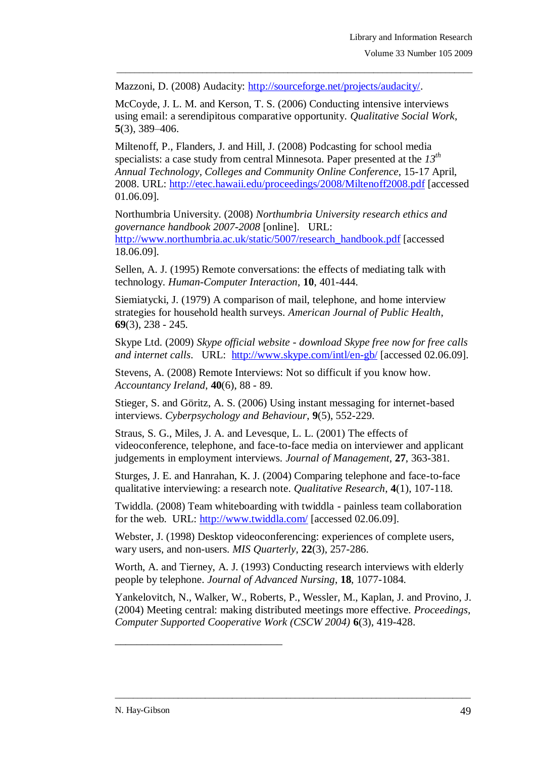Mazzoni, D. (2008) Audacity: http://sourceforge.net/projects/audacity/.

McCoyde, J. L. M. and Kerson, T. S. (2006) Conducting intensive interviews using email: a serendipitous comparative opportunity. *Qualitative Social Work*, **5**(3), 389–406.

Miltenoff, P., Flanders, J. and Hill, J. (2008) Podcasting for school media specialists: a case study from central Minnesota. Paper presented at the *13th Annual Technology, Colleges and Community Online Conference*, 15-17 April, 2008. URL: http://etec.hawaii.edu/proceedings/2008/Miltenoff2008.pdf [accessed 01.06.09].

Northumbria University. (2008) *Northumbria University research ethics and governance handbook 2007-2008* [online]. URL: http://www.northumbria.ac.uk/static/5007/research_handbook.pdf [accessed 18.06.09].

Sellen, A. J. (1995) Remote conversations: the effects of mediating talk with technology. *Human-Computer Interaction*, **10**, 401-444.

Siemiatycki, J. (1979) A comparison of mail, telephone, and home interview strategies for household health surveys. *American Journal of Public Health*, **69**(3), 238 - 245.

Skype Ltd. (2009) *Skype official website - download Skype free now for free calls and internet calls*. URL: http://www.skype.com/intl/en-gb/ [accessed 02.06.09].

Stevens, A. (2008) Remote Interviews: Not so difficult if you know how. *Accountancy Ireland*, **40**(6), 88 - 89.

Stieger, S. and Göritz, A. S. (2006) Using instant messaging for internet-based interviews. *Cyberpsychology and Behaviour*, **9**(5), 552-229.

Straus, S. G., Miles, J. A. and Levesque, L. L. (2001) The effects of videoconference, telephone, and face-to-face media on interviewer and applicant judgements in employment interviews. *Journal of Management*, **27**, 363-381.

Sturges, J. E. and Hanrahan, K. J. (2004) Comparing telephone and face-to-face qualitative interviewing: a research note. *Qualitative Research*, **4**(1), 107-118.

Twiddla. (2008) Team whiteboarding with twiddla - painless team collaboration for the web. URL: http://www.twiddla.com/ [accessed 02.06.09].

Webster, J. (1998) Desktop videoconferencing: experiences of complete users, wary users, and non-users. *MIS Quarterly*, **22**(3), 257-286.

Worth, A. and Tierney, A. J. (1993) Conducting research interviews with elderly people by telephone. *Journal of Advanced Nursing*, **18**, 1077-1084.

Yankelovitch, N., Walker, W., Roberts, P., Wessler, M., Kaplan, J. and Provino, J. (2004) Meeting central: making distributed meetings more effective. *Proceedings, Computer Supported Cooperative Work (CSCW 2004)* **6**(3), 419-428.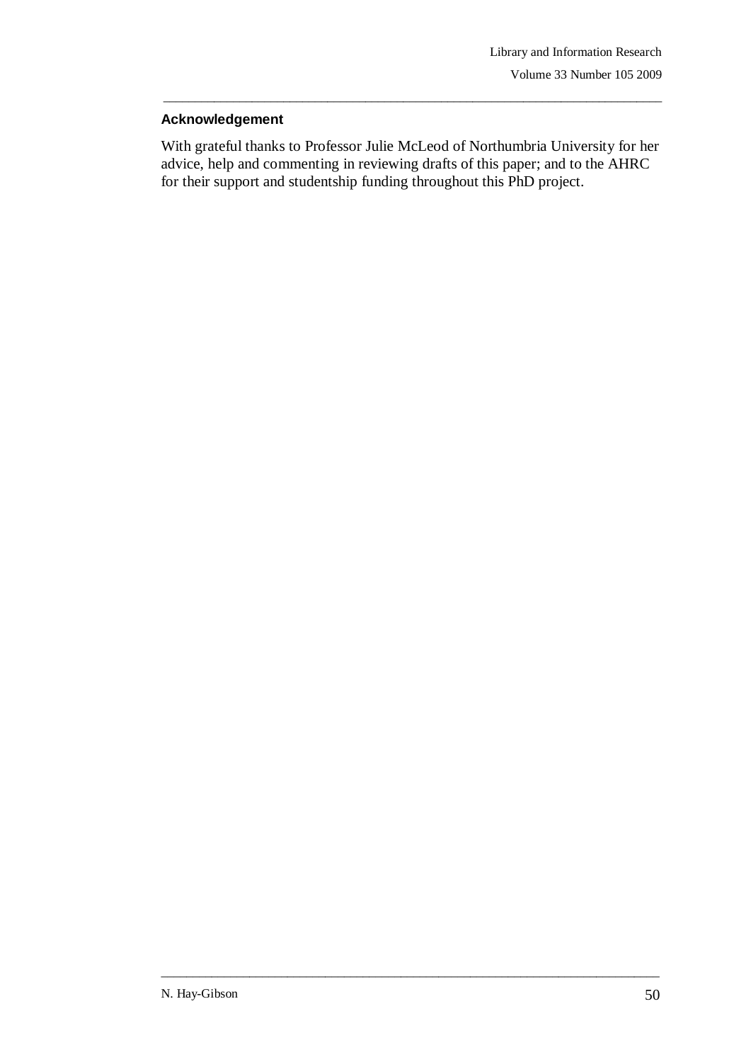## Acknowledgement

With grateful thanks to Professor Julie McLeod of Northumbria University for her advice, help and commenting in reviewing drafts of this paper; and to the AHRC for their support and studentship funding throughout this PhD project.